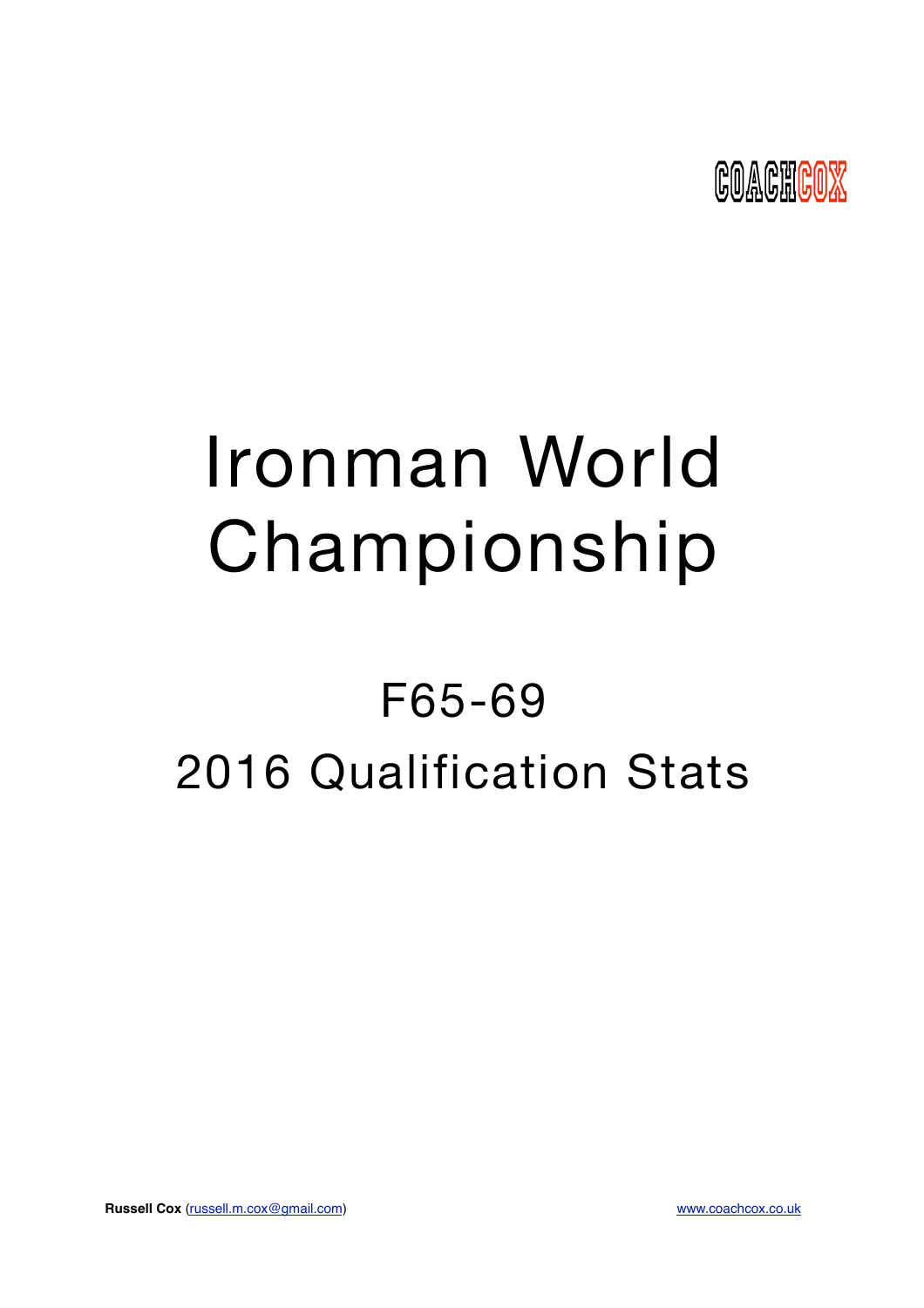COACHCOX

# Ironman World Championship

## F65-69

## 2016 Qualification Stats

**Russell Cox** (russell.m.cox@gmail.com) www.coachcox.co.uk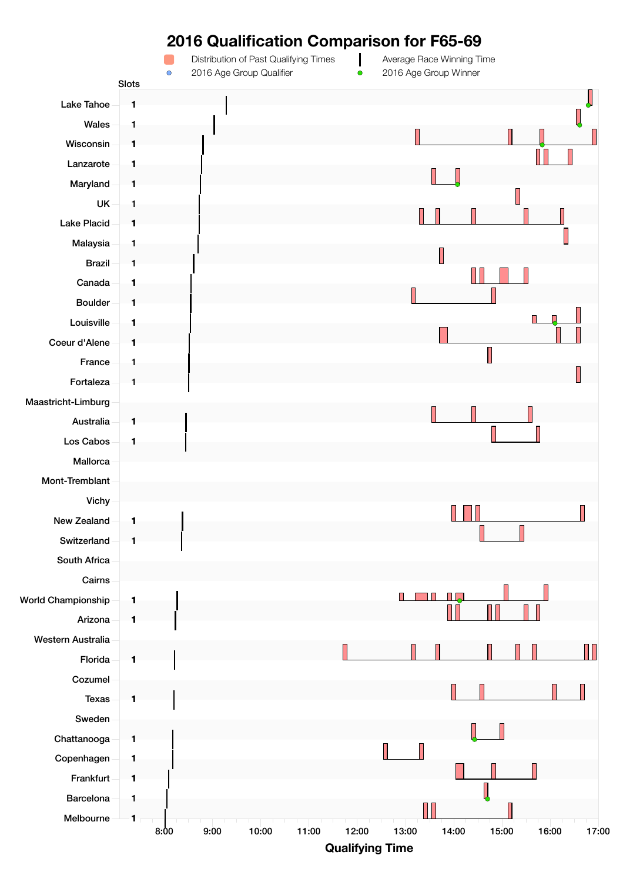# 2016 Qualification Comparison for F65-69

Distribution of Past Qualifying Times | Average Race Winning Time | 2016 Age Group Qualifier | 2016 Age Group Winner

| Race | Slots |
|---|---|
| Lake Tahoe | 1 |
| Wales | 1 |
| Wisconsin | 1 |
| Lanzarote | 1 |
| Maryland | 1 |
| UK | 1 |
| Lake Placid | 1 |
| Malaysia | 1 |
| Brazil | 1 |
| Canada | 1 |
| Boulder | 1 |
| Louisville | 1 |
| Coeur d'Alene | 1 |
| France | 1 |
| Fortaleza | 1 |
| Maastricht-Limburg | |
| Australia | 1 |
| Los Cabos | 1 |
| Mallorca | |
| Mont-Tremblant | |
| Vichy | |
| New Zealand | 1 |
| Switzerland | 1 |
| South Africa | |
| Cairns | |
| World Championship | 1 |
| Arizona | 1 |
| Western Australia | |
| Florida | 1 |
| Cozumel | |
| Texas | 1 |
| Sweden | |
| Chattanooga | 1 |
| Copenhagen | 1 |
| Frankfurt | 1 |
| Barcelona | 1 |
| Melbourne | 1 |

Qualifying Time: 8:00, 9:00, 10:00, 11:00, 12:00, 13:00, 14:00, 15:00, 16:00, 17:00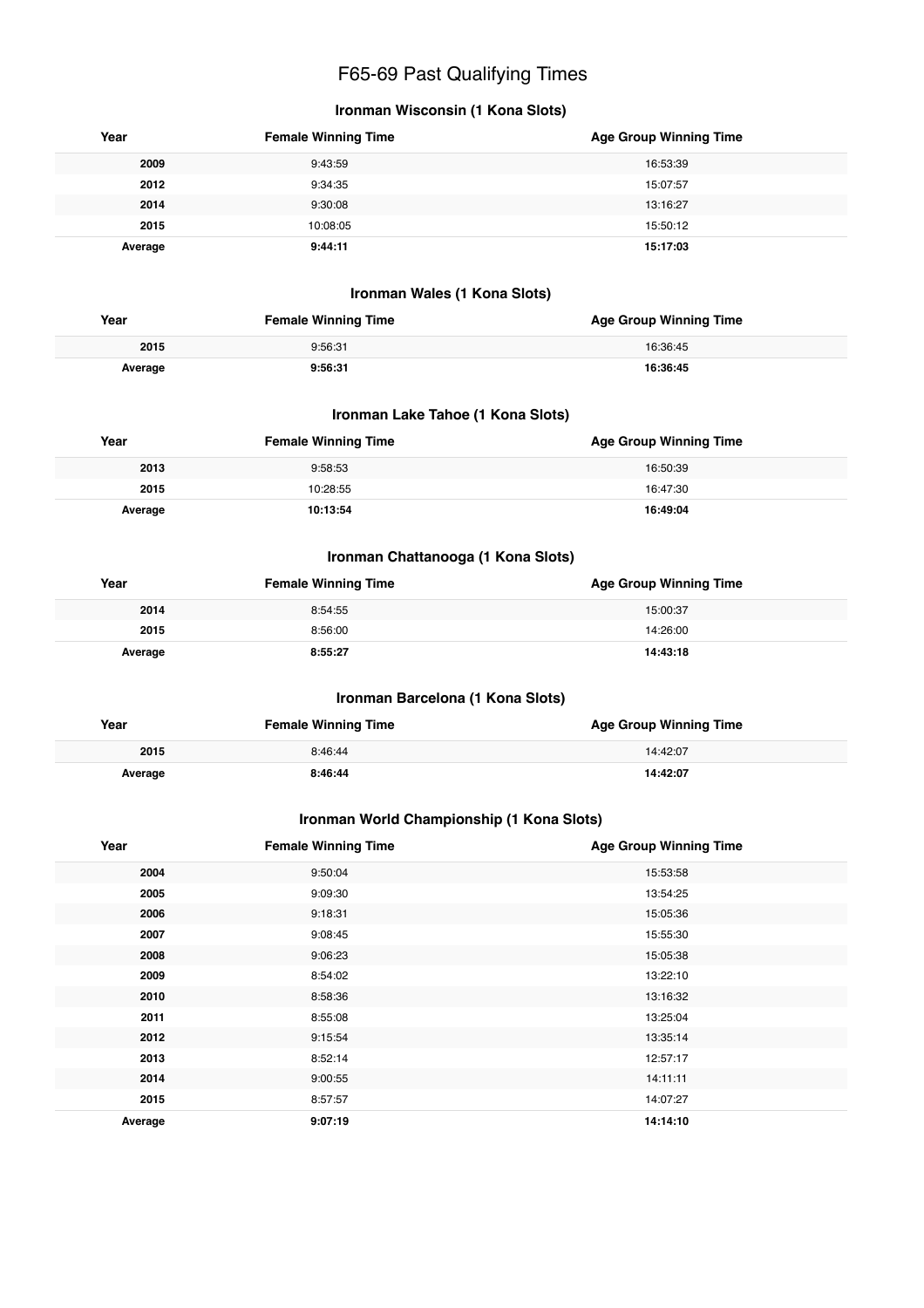# F65-69 Past Qualifying Times

### Ironman Wisconsin (1 Kona Slots)

| Year | Female Winning Time | Age Group Winning Time |
|---|---|---|
| 2009 | 9:43:59 | 16:53:39 |
| 2012 | 9:34:35 | 15:07:57 |
| 2014 | 9:30:08 | 13:16:27 |
| 2015 | 10:08:05 | 15:50:12 |
| **Average** | **9:44:11** | **15:17:03** |

### Ironman Wales (1 Kona Slots)

| Year | Female Winning Time | Age Group Winning Time |
|---|---|---|
| 2015 | 9:56:31 | 16:36:45 |
| **Average** | **9:56:31** | **16:36:45** |

### Ironman Lake Tahoe (1 Kona Slots)

| Year | Female Winning Time | Age Group Winning Time |
|---|---|---|
| 2013 | 9:58:53 | 16:50:39 |
| 2015 | 10:28:55 | 16:47:30 |
| **Average** | **10:13:54** | **16:49:04** |

### Ironman Chattanooga (1 Kona Slots)

| Year | Female Winning Time | Age Group Winning Time |
|---|---|---|
| 2014 | 8:54:55 | 15:00:37 |
| 2015 | 8:56:00 | 14:26:00 |
| **Average** | **8:55:27** | **14:43:18** |

### Ironman Barcelona (1 Kona Slots)

| Year | Female Winning Time | Age Group Winning Time |
|---|---|---|
| 2015 | 8:46:44 | 14:42:07 |
| **Average** | **8:46:44** | **14:42:07** |

### Ironman World Championship (1 Kona Slots)

| Year | Female Winning Time | Age Group Winning Time |
|---|---|---|
| 2004 | 9:50:04 | 15:53:58 |
| 2005 | 9:09:30 | 13:54:25 |
| 2006 | 9:18:31 | 15:05:36 |
| 2007 | 9:08:45 | 15:55:30 |
| 2008 | 9:06:23 | 15:05:38 |
| 2009 | 8:54:02 | 13:22:10 |
| 2010 | 8:58:36 | 13:16:32 |
| 2011 | 8:55:08 | 13:25:04 |
| 2012 | 9:15:54 | 13:35:14 |
| 2013 | 8:52:14 | 12:57:17 |
| 2014 | 9:00:55 | 14:11:11 |
| 2015 | 8:57:57 | 14:07:27 |
| **Average** | **9:07:19** | **14:14:10** |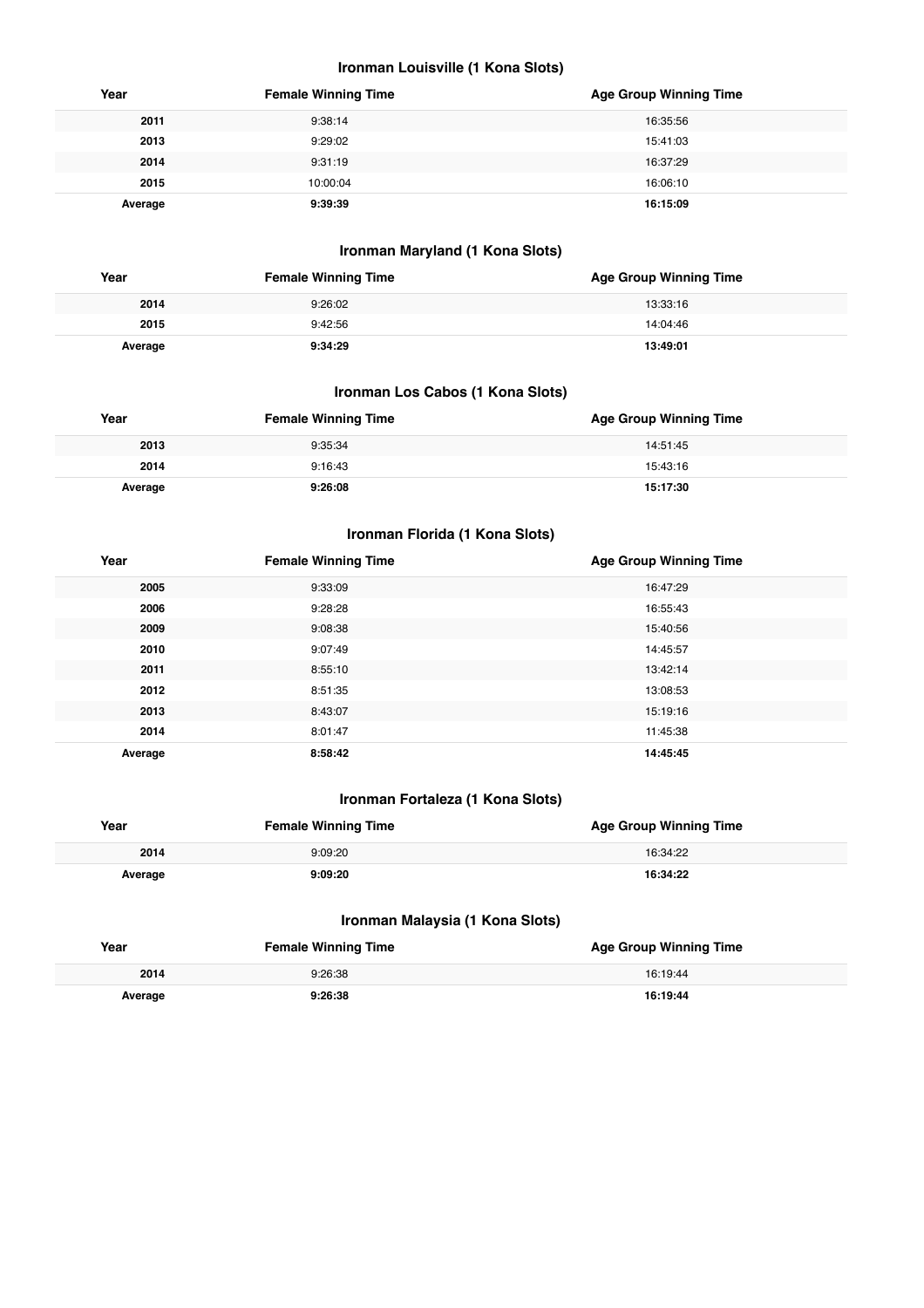### Ironman Louisville (1 Kona Slots)

| Year | Female Winning Time | Age Group Winning Time |
| --- | --- | --- |
| 2011 | 9:38:14 | 16:35:56 |
| 2013 | 9:29:02 | 15:41:03 |
| 2014 | 9:31:19 | 16:37:29 |
| 2015 | 10:00:04 | 16:06:10 |
| **Average** | **9:39:39** | **16:15:09** |

### Ironman Maryland (1 Kona Slots)

| Year | Female Winning Time | Age Group Winning Time |
| --- | --- | --- |
| 2014 | 9:26:02 | 13:33:16 |
| 2015 | 9:42:56 | 14:04:46 |
| **Average** | **9:34:29** | **13:49:01** |

### Ironman Los Cabos (1 Kona Slots)

| Year | Female Winning Time | Age Group Winning Time |
| --- | --- | --- |
| 2013 | 9:35:34 | 14:51:45 |
| 2014 | 9:16:43 | 15:43:16 |
| **Average** | **9:26:08** | **15:17:30** |

### Ironman Florida (1 Kona Slots)

| Year | Female Winning Time | Age Group Winning Time |
| --- | --- | --- |
| 2005 | 9:33:09 | 16:47:29 |
| 2006 | 9:28:28 | 16:55:43 |
| 2009 | 9:08:38 | 15:40:56 |
| 2010 | 9:07:49 | 14:45:57 |
| 2011 | 8:55:10 | 13:42:14 |
| 2012 | 8:51:35 | 13:08:53 |
| 2013 | 8:43:07 | 15:19:16 |
| 2014 | 8:01:47 | 11:45:38 |
| **Average** | **8:58:42** | **14:45:45** |

### Ironman Fortaleza (1 Kona Slots)

| Year | Female Winning Time | Age Group Winning Time |
| --- | --- | --- |
| 2014 | 9:09:20 | 16:34:22 |
| **Average** | **9:09:20** | **16:34:22** |

### Ironman Malaysia (1 Kona Slots)

| Year | Female Winning Time | Age Group Winning Time |
| --- | --- | --- |
| 2014 | 9:26:38 | 16:19:44 |
| **Average** | **9:26:38** | **16:19:44** |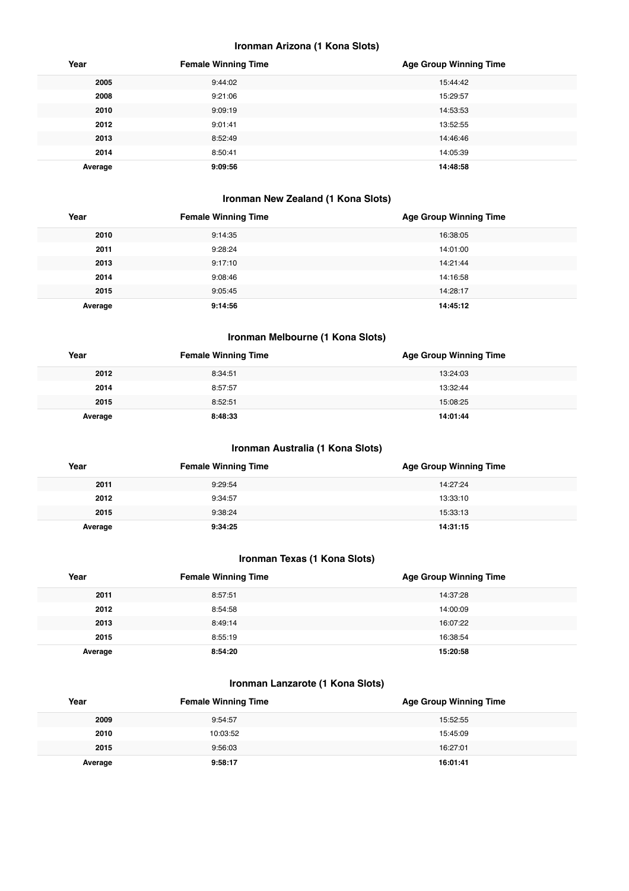### Ironman Arizona (1 Kona Slots)

| Year | Female Winning Time | Age Group Winning Time |
|---|---|---|
| 2005 | 9:44:02 | 15:44:42 |
| 2008 | 9:21:06 | 15:29:57 |
| 2010 | 9:09:19 | 14:53:53 |
| 2012 | 9:01:41 | 13:52:55 |
| 2013 | 8:52:49 | 14:46:46 |
| 2014 | 8:50:41 | 14:05:39 |
| **Average** | **9:09:56** | **14:48:58** |

### Ironman New Zealand (1 Kona Slots)

| Year | Female Winning Time | Age Group Winning Time |
|---|---|---|
| 2010 | 9:14:35 | 16:38:05 |
| 2011 | 9:28:24 | 14:01:00 |
| 2013 | 9:17:10 | 14:21:44 |
| 2014 | 9:08:46 | 14:16:58 |
| 2015 | 9:05:45 | 14:28:17 |
| **Average** | **9:14:56** | **14:45:12** |

### Ironman Melbourne (1 Kona Slots)

| Year | Female Winning Time | Age Group Winning Time |
|---|---|---|
| 2012 | 8:34:51 | 13:24:03 |
| 2014 | 8:57:57 | 13:32:44 |
| 2015 | 8:52:51 | 15:08:25 |
| **Average** | **8:48:33** | **14:01:44** |

### Ironman Australia (1 Kona Slots)

| Year | Female Winning Time | Age Group Winning Time |
|---|---|---|
| 2011 | 9:29:54 | 14:27:24 |
| 2012 | 9:34:57 | 13:33:10 |
| 2015 | 9:38:24 | 15:33:13 |
| **Average** | **9:34:25** | **14:31:15** |

### Ironman Texas (1 Kona Slots)

| Year | Female Winning Time | Age Group Winning Time |
|---|---|---|
| 2011 | 8:57:51 | 14:37:28 |
| 2012 | 8:54:58 | 14:00:09 |
| 2013 | 8:49:14 | 16:07:22 |
| 2015 | 8:55:19 | 16:38:54 |
| **Average** | **8:54:20** | **15:20:58** |

### Ironman Lanzarote (1 Kona Slots)

| Year | Female Winning Time | Age Group Winning Time |
|---|---|---|
| 2009 | 9:54:57 | 15:52:55 |
| 2010 | 10:03:52 | 15:45:09 |
| 2015 | 9:56:03 | 16:27:01 |
| **Average** | **9:58:17** | **16:01:41** |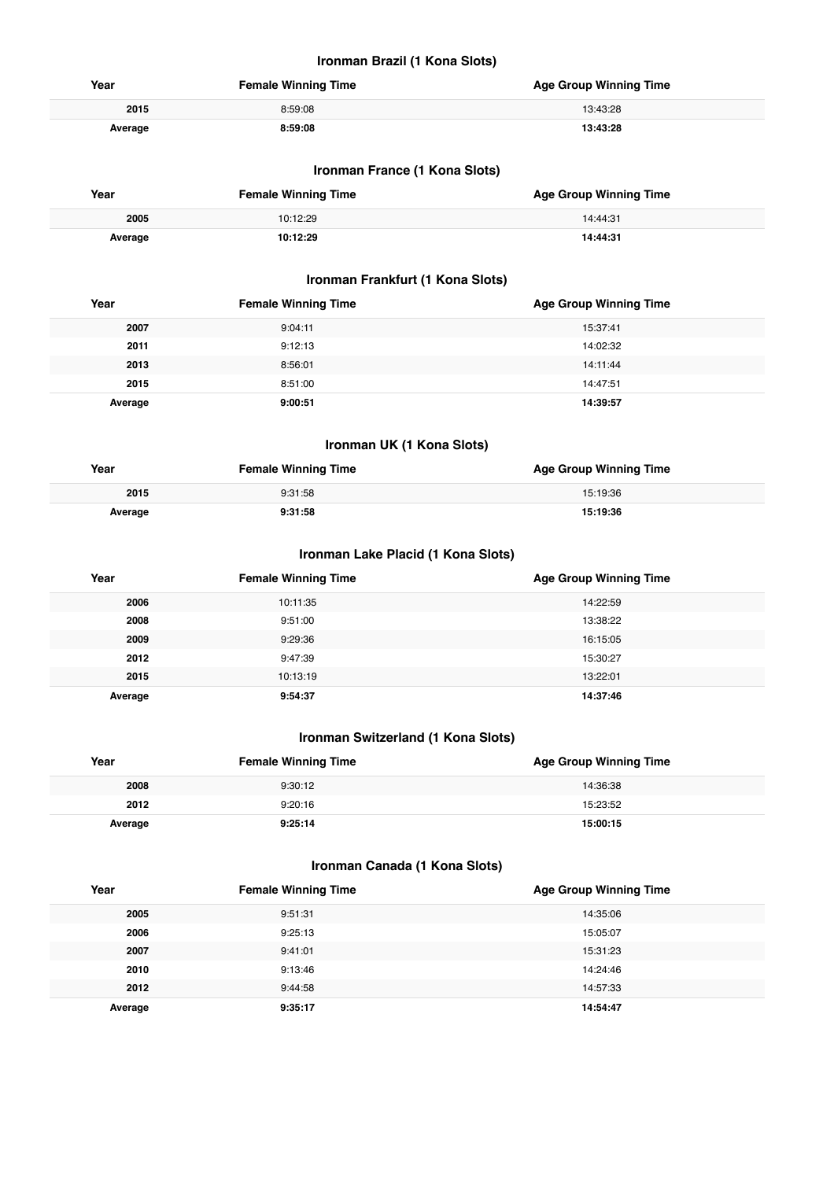### Ironman Brazil (1 Kona Slots)

| Year | Female Winning Time | Age Group Winning Time |
| --- | --- | --- |
| 2015 | 8:59:08 | 13:43:28 |
| **Average** | **8:59:08** | **13:43:28** |

### Ironman France (1 Kona Slots)

| Year | Female Winning Time | Age Group Winning Time |
| --- | --- | --- |
| 2005 | 10:12:29 | 14:44:31 |
| **Average** | **10:12:29** | **14:44:31** |

### Ironman Frankfurt (1 Kona Slots)

| Year | Female Winning Time | Age Group Winning Time |
| --- | --- | --- |
| 2007 | 9:04:11 | 15:37:41 |
| 2011 | 9:12:13 | 14:02:32 |
| 2013 | 8:56:01 | 14:11:44 |
| 2015 | 8:51:00 | 14:47:51 |
| **Average** | **9:00:51** | **14:39:57** |

### Ironman UK (1 Kona Slots)

| Year | Female Winning Time | Age Group Winning Time |
| --- | --- | --- |
| 2015 | 9:31:58 | 15:19:36 |
| **Average** | **9:31:58** | **15:19:36** |

### Ironman Lake Placid (1 Kona Slots)

| Year | Female Winning Time | Age Group Winning Time |
| --- | --- | --- |
| 2006 | 10:11:35 | 14:22:59 |
| 2008 | 9:51:00 | 13:38:22 |
| 2009 | 9:29:36 | 16:15:05 |
| 2012 | 9:47:39 | 15:30:27 |
| 2015 | 10:13:19 | 13:22:01 |
| **Average** | **9:54:37** | **14:37:46** |

### Ironman Switzerland (1 Kona Slots)

| Year | Female Winning Time | Age Group Winning Time |
| --- | --- | --- |
| 2008 | 9:30:12 | 14:36:38 |
| 2012 | 9:20:16 | 15:23:52 |
| **Average** | **9:25:14** | **15:00:15** |

### Ironman Canada (1 Kona Slots)

| Year | Female Winning Time | Age Group Winning Time |
| --- | --- | --- |
| 2005 | 9:51:31 | 14:35:06 |
| 2006 | 9:25:13 | 15:05:07 |
| 2007 | 9:41:01 | 15:31:23 |
| 2010 | 9:13:46 | 14:24:46 |
| 2012 | 9:44:58 | 14:57:33 |
| **Average** | **9:35:17** | **14:54:47** |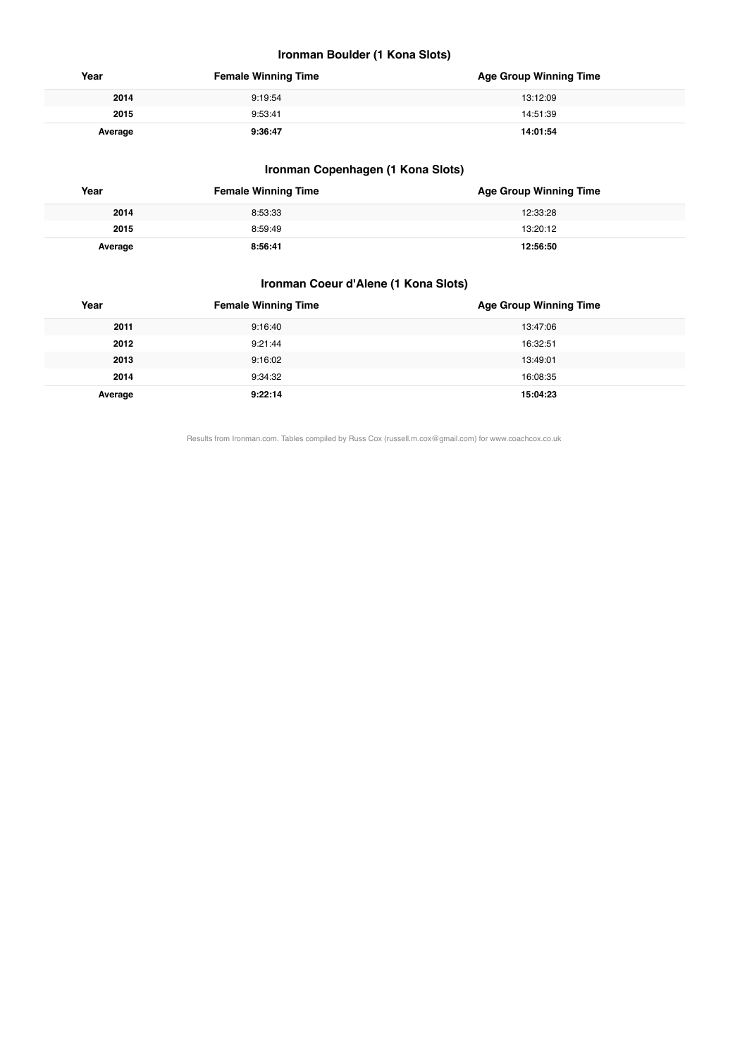### Ironman Boulder (1 Kona Slots)

| Year | Female Winning Time | Age Group Winning Time |
|---|---|---|
| 2014 | 9:19:54 | 13:12:09 |
| 2015 | 9:53:41 | 14:51:39 |
| **Average** | **9:36:47** | **14:01:54** |

### Ironman Copenhagen (1 Kona Slots)

| Year | Female Winning Time | Age Group Winning Time |
|---|---|---|
| 2014 | 8:53:33 | 12:33:28 |
| 2015 | 8:59:49 | 13:20:12 |
| **Average** | **8:56:41** | **12:56:50** |

### Ironman Coeur d'Alene (1 Kona Slots)

| Year | Female Winning Time | Age Group Winning Time |
|---|---|---|
| 2011 | 9:16:40 | 13:47:06 |
| 2012 | 9:21:44 | 16:32:51 |
| 2013 | 9:16:02 | 13:49:01 |
| 2014 | 9:34:32 | 16:08:35 |
| **Average** | **9:22:14** | **15:04:23** |

Results from Ironman.com. Tables compiled by Russ Cox (russell.m.cox@gmail.com) for www.coachcox.co.uk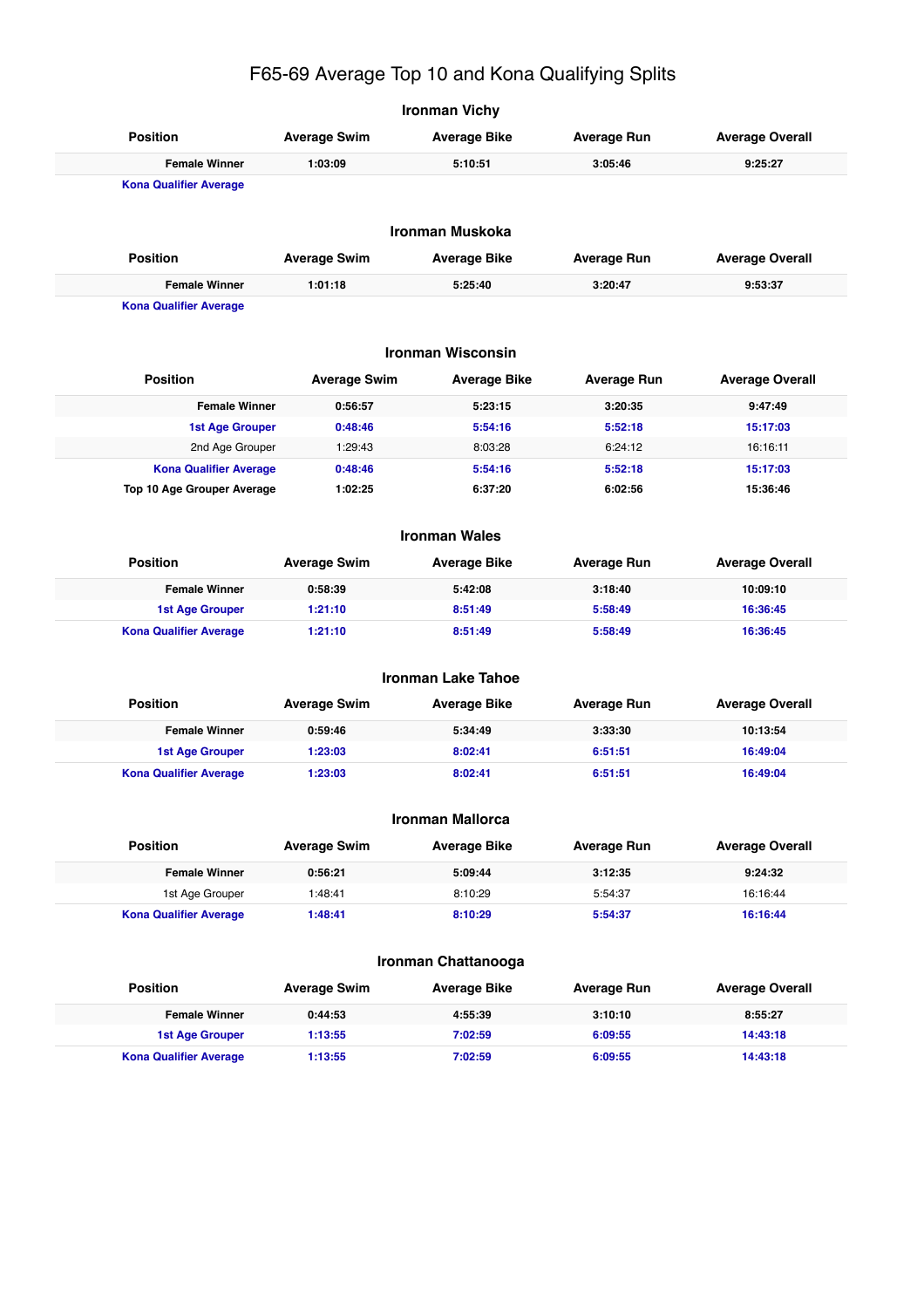# F65-69 Average Top 10 and Kona Qualifying Splits

## Ironman Vichy

| Position | Average Swim | Average Bike | Average Run | Average Overall |
|---|---|---|---|---|
| **Female Winner** | **1:03:09** | **5:10:51** | **3:05:46** | **9:25:27** |
| **Kona Qualifier Average** | | | | |

## Ironman Muskoka

| Position | Average Swim | Average Bike | Average Run | Average Overall |
|---|---|---|---|---|
| **Female Winner** | **1:01:18** | **5:25:40** | **3:20:47** | **9:53:37** |
| **Kona Qualifier Average** | | | | |

## Ironman Wisconsin

| Position | Average Swim | Average Bike | Average Run | Average Overall |
|---|---|---|---|---|
| **Female Winner** | **0:56:57** | **5:23:15** | **3:20:35** | **9:47:49** |
| **1st Age Grouper** | **0:48:46** | **5:54:16** | **5:52:18** | **15:17:03** |
| 2nd Age Grouper | 1:29:43 | 8:03:28 | 6:24:12 | 16:16:11 |
| **Kona Qualifier Average** | **0:48:46** | **5:54:16** | **5:52:18** | **15:17:03** |
| **Top 10 Age Grouper Average** | **1:02:25** | **6:37:20** | **6:02:56** | **15:36:46** |

## Ironman Wales

| Position | Average Swim | Average Bike | Average Run | Average Overall |
|---|---|---|---|---|
| **Female Winner** | **0:58:39** | **5:42:08** | **3:18:40** | **10:09:10** |
| **1st Age Grouper** | **1:21:10** | **8:51:49** | **5:58:49** | **16:36:45** |
| **Kona Qualifier Average** | **1:21:10** | **8:51:49** | **5:58:49** | **16:36:45** |

## Ironman Lake Tahoe

| Position | Average Swim | Average Bike | Average Run | Average Overall |
|---|---|---|---|---|
| **Female Winner** | **0:59:46** | **5:34:49** | **3:33:30** | **10:13:54** |
| **1st Age Grouper** | **1:23:03** | **8:02:41** | **6:51:51** | **16:49:04** |
| **Kona Qualifier Average** | **1:23:03** | **8:02:41** | **6:51:51** | **16:49:04** |

## Ironman Mallorca

| Position | Average Swim | Average Bike | Average Run | Average Overall |
|---|---|---|---|---|
| **Female Winner** | **0:56:21** | **5:09:44** | **3:12:35** | **9:24:32** |
| 1st Age Grouper | 1:48:41 | 8:10:29 | 5:54:37 | 16:16:44 |
| **Kona Qualifier Average** | **1:48:41** | **8:10:29** | **5:54:37** | **16:16:44** |

## Ironman Chattanooga

| Position | Average Swim | Average Bike | Average Run | Average Overall |
|---|---|---|---|---|
| **Female Winner** | **0:44:53** | **4:55:39** | **3:10:10** | **8:55:27** |
| **1st Age Grouper** | **1:13:55** | **7:02:59** | **6:09:55** | **14:43:18** |
| **Kona Qualifier Average** | **1:13:55** | **7:02:59** | **6:09:55** | **14:43:18** |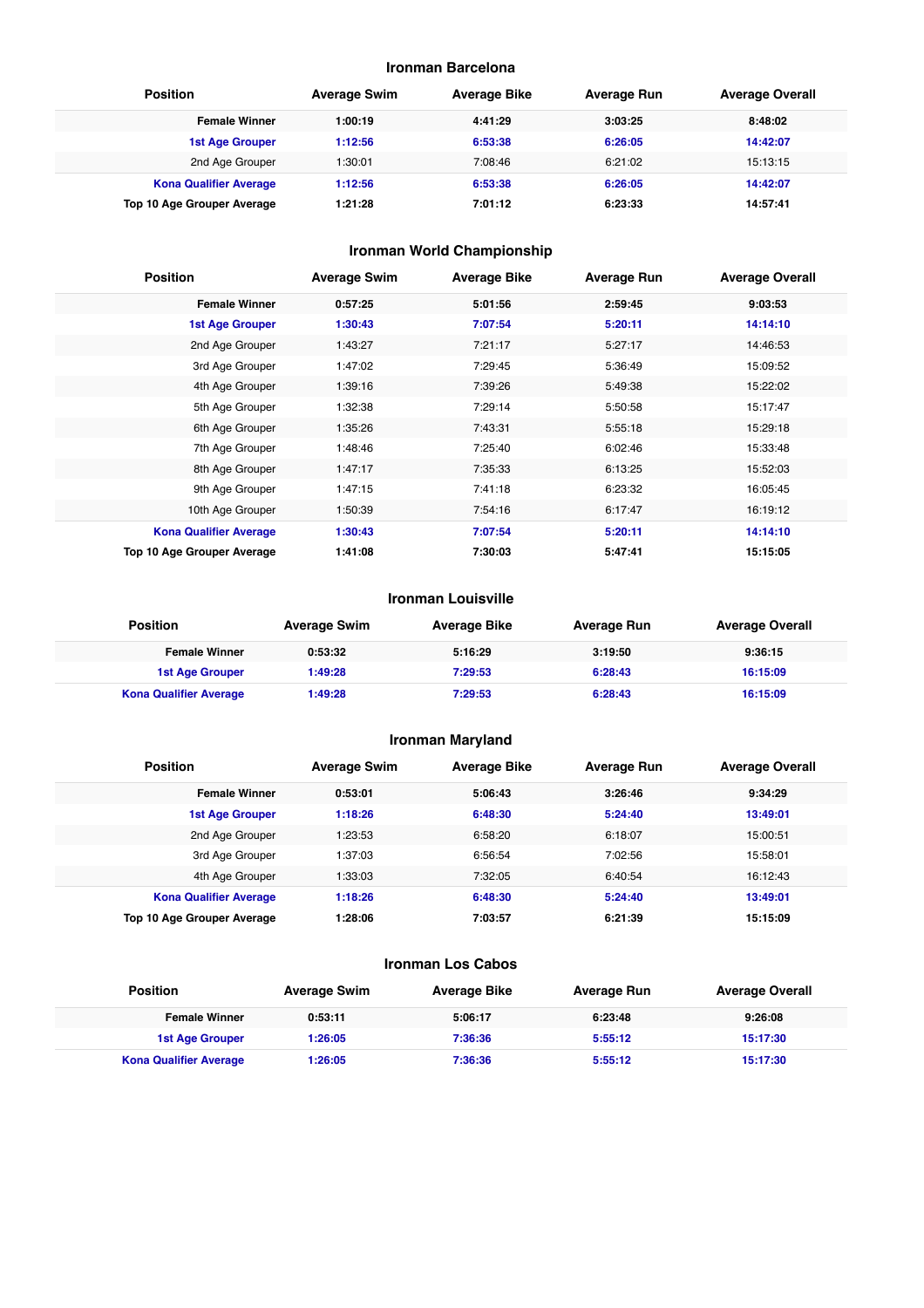## Ironman Barcelona

| Position | Average Swim | Average Bike | Average Run | Average Overall |
|---|---|---|---|---|
| **Female Winner** | **1:00:19** | **4:41:29** | **3:03:25** | **8:48:02** |
| **1st Age Grouper** | **1:12:56** | **6:53:38** | **6:26:05** | **14:42:07** |
| 2nd Age Grouper | 1:30:01 | 7:08:46 | 6:21:02 | 15:13:15 |
| **Kona Qualifier Average** | **1:12:56** | **6:53:38** | **6:26:05** | **14:42:07** |
| **Top 10 Age Grouper Average** | **1:21:28** | **7:01:12** | **6:23:33** | **14:57:41** |

## Ironman World Championship

| Position | Average Swim | Average Bike | Average Run | Average Overall |
|---|---|---|---|---|
| **Female Winner** | **0:57:25** | **5:01:56** | **2:59:45** | **9:03:53** |
| **1st Age Grouper** | **1:30:43** | **7:07:54** | **5:20:11** | **14:14:10** |
| 2nd Age Grouper | 1:43:27 | 7:21:17 | 5:27:17 | 14:46:53 |
| 3rd Age Grouper | 1:47:02 | 7:29:45 | 5:36:49 | 15:09:52 |
| 4th Age Grouper | 1:39:16 | 7:39:26 | 5:49:38 | 15:22:02 |
| 5th Age Grouper | 1:32:38 | 7:29:14 | 5:50:58 | 15:17:47 |
| 6th Age Grouper | 1:35:26 | 7:43:31 | 5:55:18 | 15:29:18 |
| 7th Age Grouper | 1:48:46 | 7:25:40 | 6:02:46 | 15:33:48 |
| 8th Age Grouper | 1:47:17 | 7:35:33 | 6:13:25 | 15:52:03 |
| 9th Age Grouper | 1:47:15 | 7:41:18 | 6:23:32 | 16:05:45 |
| 10th Age Grouper | 1:50:39 | 7:54:16 | 6:17:47 | 16:19:12 |
| **Kona Qualifier Average** | **1:30:43** | **7:07:54** | **5:20:11** | **14:14:10** |
| **Top 10 Age Grouper Average** | **1:41:08** | **7:30:03** | **5:47:41** | **15:15:05** |

## Ironman Louisville

| Position | Average Swim | Average Bike | Average Run | Average Overall |
|---|---|---|---|---|
| **Female Winner** | **0:53:32** | **5:16:29** | **3:19:50** | **9:36:15** |
| **1st Age Grouper** | **1:49:28** | **7:29:53** | **6:28:43** | **16:15:09** |
| **Kona Qualifier Average** | **1:49:28** | **7:29:53** | **6:28:43** | **16:15:09** |

## Ironman Maryland

| Position | Average Swim | Average Bike | Average Run | Average Overall |
|---|---|---|---|---|
| **Female Winner** | **0:53:01** | **5:06:43** | **3:26:46** | **9:34:29** |
| **1st Age Grouper** | **1:18:26** | **6:48:30** | **5:24:40** | **13:49:01** |
| 2nd Age Grouper | 1:23:53 | 6:58:20 | 6:18:07 | 15:00:51 |
| 3rd Age Grouper | 1:37:03 | 6:56:54 | 7:02:56 | 15:58:01 |
| 4th Age Grouper | 1:33:03 | 7:32:05 | 6:40:54 | 16:12:43 |
| **Kona Qualifier Average** | **1:18:26** | **6:48:30** | **5:24:40** | **13:49:01** |
| **Top 10 Age Grouper Average** | **1:28:06** | **7:03:57** | **6:21:39** | **15:15:09** |

## Ironman Los Cabos

| Position | Average Swim | Average Bike | Average Run | Average Overall |
|---|---|---|---|---|
| **Female Winner** | **0:53:11** | **5:06:17** | **6:23:48** | **9:26:08** |
| **1st Age Grouper** | **1:26:05** | **7:36:36** | **5:55:12** | **15:17:30** |
| **Kona Qualifier Average** | **1:26:05** | **7:36:36** | **5:55:12** | **15:17:30** |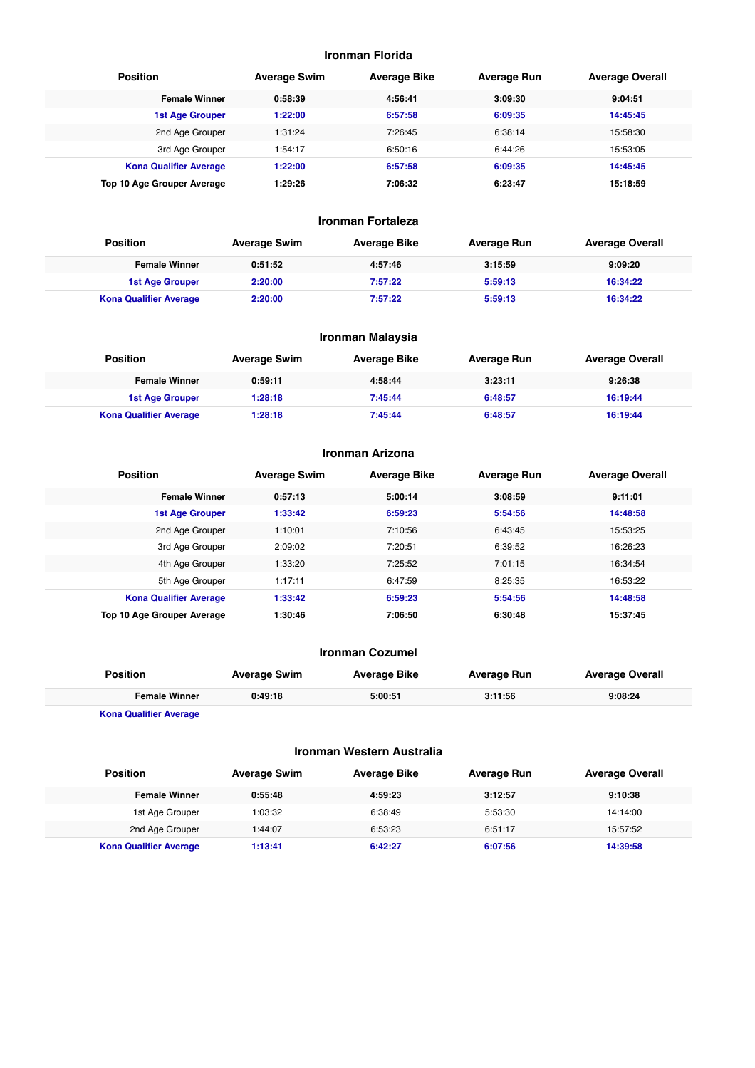### Ironman Florida

| Position | Average Swim | Average Bike | Average Run | Average Overall |
|---|---|---|---|---|
| **Female Winner** | **0:58:39** | **4:56:41** | **3:09:30** | **9:04:51** |
| **1st Age Grouper** | **1:22:00** | **6:57:58** | **6:09:35** | **14:45:45** |
| 2nd Age Grouper | 1:31:24 | 7:26:45 | 6:38:14 | 15:58:30 |
| 3rd Age Grouper | 1:54:17 | 6:50:16 | 6:44:26 | 15:53:05 |
| **Kona Qualifier Average** | **1:22:00** | **6:57:58** | **6:09:35** | **14:45:45** |
| **Top 10 Age Grouper Average** | **1:29:26** | **7:06:32** | **6:23:47** | **15:18:59** |

### Ironman Fortaleza

| Position | Average Swim | Average Bike | Average Run | Average Overall |
|---|---|---|---|---|
| **Female Winner** | **0:51:52** | **4:57:46** | **3:15:59** | **9:09:20** |
| **1st Age Grouper** | **2:20:00** | **7:57:22** | **5:59:13** | **16:34:22** |
| **Kona Qualifier Average** | **2:20:00** | **7:57:22** | **5:59:13** | **16:34:22** |

### Ironman Malaysia

| Position | Average Swim | Average Bike | Average Run | Average Overall |
|---|---|---|---|---|
| **Female Winner** | **0:59:11** | **4:58:44** | **3:23:11** | **9:26:38** |
| **1st Age Grouper** | **1:28:18** | **7:45:44** | **6:48:57** | **16:19:44** |
| **Kona Qualifier Average** | **1:28:18** | **7:45:44** | **6:48:57** | **16:19:44** |

### Ironman Arizona

| Position | Average Swim | Average Bike | Average Run | Average Overall |
|---|---|---|---|---|
| **Female Winner** | **0:57:13** | **5:00:14** | **3:08:59** | **9:11:01** |
| **1st Age Grouper** | **1:33:42** | **6:59:23** | **5:54:56** | **14:48:58** |
| 2nd Age Grouper | 1:10:01 | 7:10:56 | 6:43:45 | 15:53:25 |
| 3rd Age Grouper | 2:09:02 | 7:20:51 | 6:39:52 | 16:26:23 |
| 4th Age Grouper | 1:33:20 | 7:25:52 | 7:01:15 | 16:34:54 |
| 5th Age Grouper | 1:17:11 | 6:47:59 | 8:25:35 | 16:53:22 |
| **Kona Qualifier Average** | **1:33:42** | **6:59:23** | **5:54:56** | **14:48:58** |
| **Top 10 Age Grouper Average** | **1:30:46** | **7:06:50** | **6:30:48** | **15:37:45** |

### Ironman Cozumel

| Position | Average Swim | Average Bike | Average Run | Average Overall |
|---|---|---|---|---|
| **Female Winner** | **0:49:18** | **5:00:51** | **3:11:56** | **9:08:24** |
| **Kona Qualifier Average** | | | | |

### Ironman Western Australia

| Position | Average Swim | Average Bike | Average Run | Average Overall |
|---|---|---|---|---|
| **Female Winner** | **0:55:48** | **4:59:23** | **3:12:57** | **9:10:38** |
| 1st Age Grouper | 1:03:32 | 6:38:49 | 5:53:30 | 14:14:00 |
| 2nd Age Grouper | 1:44:07 | 6:53:23 | 6:51:17 | 15:57:52 |
| **Kona Qualifier Average** | **1:13:41** | **6:42:27** | **6:07:56** | **14:39:58** |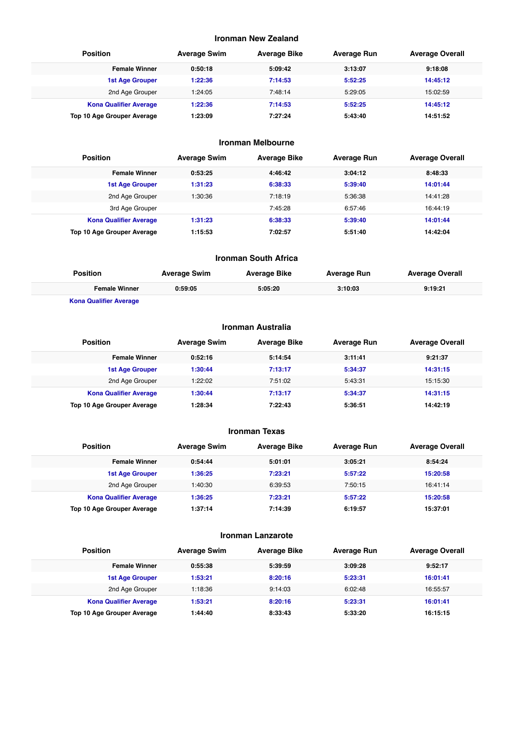## Ironman New Zealand

| Position | Average Swim | Average Bike | Average Run | Average Overall |
|---|---|---|---|---|
| **Female Winner** | **0:50:18** | **5:09:42** | **3:13:07** | **9:18:08** |
| **1st Age Grouper** | **1:22:36** | **7:14:53** | **5:52:25** | **14:45:12** |
| 2nd Age Grouper | 1:24:05 | 7:48:14 | 5:29:05 | 15:02:59 |
| **Kona Qualifier Average** | **1:22:36** | **7:14:53** | **5:52:25** | **14:45:12** |
| **Top 10 Age Grouper Average** | **1:23:09** | **7:27:24** | **5:43:40** | **14:51:52** |

## Ironman Melbourne

| Position | Average Swim | Average Bike | Average Run | Average Overall |
|---|---|---|---|---|
| **Female Winner** | **0:53:25** | **4:46:42** | **3:04:12** | **8:48:33** |
| **1st Age Grouper** | **1:31:23** | **6:38:33** | **5:39:40** | **14:01:44** |
| 2nd Age Grouper | 1:30:36 | 7:18:19 | 5:36:38 | 14:41:28 |
| 3rd Age Grouper | | 7:45:28 | 6:57:46 | 16:44:19 |
| **Kona Qualifier Average** | **1:31:23** | **6:38:33** | **5:39:40** | **14:01:44** |
| **Top 10 Age Grouper Average** | **1:15:53** | **7:02:57** | **5:51:40** | **14:42:04** |

## Ironman South Africa

| Position | Average Swim | Average Bike | Average Run | Average Overall |
|---|---|---|---|---|
| **Female Winner** | **0:59:05** | **5:05:20** | **3:10:03** | **9:19:21** |
| **Kona Qualifier Average** | | | | |

## Ironman Australia

| Position | Average Swim | Average Bike | Average Run | Average Overall |
|---|---|---|---|---|
| **Female Winner** | **0:52:16** | **5:14:54** | **3:11:41** | **9:21:37** |
| **1st Age Grouper** | **1:30:44** | **7:13:17** | **5:34:37** | **14:31:15** |
| 2nd Age Grouper | 1:22:02 | 7:51:02 | 5:43:31 | 15:15:30 |
| **Kona Qualifier Average** | **1:30:44** | **7:13:17** | **5:34:37** | **14:31:15** |
| **Top 10 Age Grouper Average** | **1:28:34** | **7:22:43** | **5:36:51** | **14:42:19** |

## Ironman Texas

| Position | Average Swim | Average Bike | Average Run | Average Overall |
|---|---|---|---|---|
| **Female Winner** | **0:54:44** | **5:01:01** | **3:05:21** | **8:54:24** |
| **1st Age Grouper** | **1:36:25** | **7:23:21** | **5:57:22** | **15:20:58** |
| 2nd Age Grouper | 1:40:30 | 6:39:53 | 7:50:15 | 16:41:14 |
| **Kona Qualifier Average** | **1:36:25** | **7:23:21** | **5:57:22** | **15:20:58** |
| **Top 10 Age Grouper Average** | **1:37:14** | **7:14:39** | **6:19:57** | **15:37:01** |

## Ironman Lanzarote

| Position | Average Swim | Average Bike | Average Run | Average Overall |
|---|---|---|---|---|
| **Female Winner** | **0:55:38** | **5:39:59** | **3:09:28** | **9:52:17** |
| **1st Age Grouper** | **1:53:21** | **8:20:16** | **5:23:31** | **16:01:41** |
| 2nd Age Grouper | 1:18:36 | 9:14:03 | 6:02:48 | 16:55:57 |
| **Kona Qualifier Average** | **1:53:21** | **8:20:16** | **5:23:31** | **16:01:41** |
| **Top 10 Age Grouper Average** | **1:44:40** | **8:33:43** | **5:33:20** | **16:15:15** |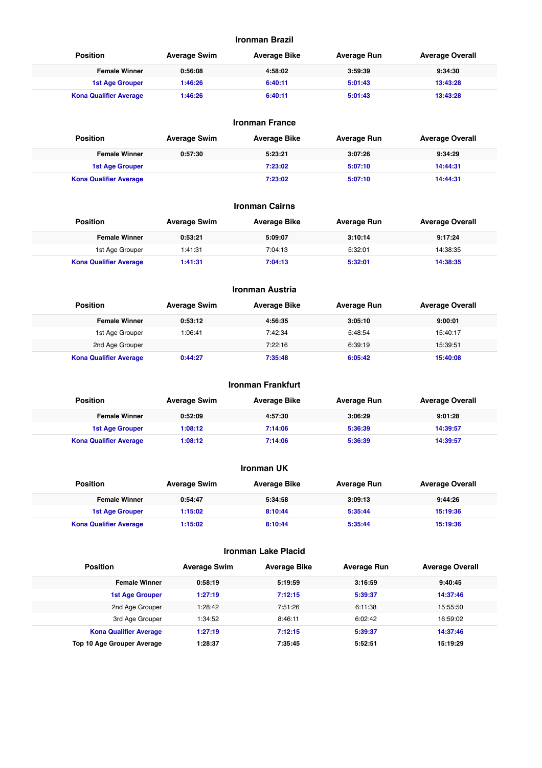### Ironman Brazil

| Position | Average Swim | Average Bike | Average Run | Average Overall |
|---|---|---|---|---|
| **Female Winner** | **0:56:08** | **4:58:02** | **3:59:39** | **9:34:30** |
| **1st Age Grouper** | **1:46:26** | **6:40:11** | **5:01:43** | **13:43:28** |
| **Kona Qualifier Average** | **1:46:26** | **6:40:11** | **5:01:43** | **13:43:28** |

### Ironman France

| Position | Average Swim | Average Bike | Average Run | Average Overall |
|---|---|---|---|---|
| **Female Winner** | **0:57:30** | **5:23:21** | **3:07:26** | **9:34:29** |
| **1st Age Grouper** | | **7:23:02** | **5:07:10** | **14:44:31** |
| **Kona Qualifier Average** | | **7:23:02** | **5:07:10** | **14:44:31** |

### Ironman Cairns

| Position | Average Swim | Average Bike | Average Run | Average Overall |
|---|---|---|---|---|
| **Female Winner** | **0:53:21** | **5:09:07** | **3:10:14** | **9:17:24** |
| 1st Age Grouper | 1:41:31 | 7:04:13 | 5:32:01 | 14:38:35 |
| **Kona Qualifier Average** | **1:41:31** | **7:04:13** | **5:32:01** | **14:38:35** |

### Ironman Austria

| Position | Average Swim | Average Bike | Average Run | Average Overall |
|---|---|---|---|---|
| **Female Winner** | **0:53:12** | **4:56:35** | **3:05:10** | **9:00:01** |
| 1st Age Grouper | 1:06:41 | 7:42:34 | 5:48:54 | 15:40:17 |
| 2nd Age Grouper | | 7:22:16 | 6:39:19 | 15:39:51 |
| **Kona Qualifier Average** | **0:44:27** | **7:35:48** | **6:05:42** | **15:40:08** |

### Ironman Frankfurt

| Position | Average Swim | Average Bike | Average Run | Average Overall |
|---|---|---|---|---|
| **Female Winner** | **0:52:09** | **4:57:30** | **3:06:29** | **9:01:28** |
| **1st Age Grouper** | **1:08:12** | **7:14:06** | **5:36:39** | **14:39:57** |
| **Kona Qualifier Average** | **1:08:12** | **7:14:06** | **5:36:39** | **14:39:57** |

### Ironman UK

| Position | Average Swim | Average Bike | Average Run | Average Overall |
|---|---|---|---|---|
| **Female Winner** | **0:54:47** | **5:34:58** | **3:09:13** | **9:44:26** |
| **1st Age Grouper** | **1:15:02** | **8:10:44** | **5:35:44** | **15:19:36** |
| **Kona Qualifier Average** | **1:15:02** | **8:10:44** | **5:35:44** | **15:19:36** |

### Ironman Lake Placid

| Position | Average Swim | Average Bike | Average Run | Average Overall |
|---|---|---|---|---|
| **Female Winner** | **0:58:19** | **5:19:59** | **3:16:59** | **9:40:45** |
| **1st Age Grouper** | **1:27:19** | **7:12:15** | **5:39:37** | **14:37:46** |
| 2nd Age Grouper | 1:28:42 | 7:51:26 | 6:11:38 | 15:55:50 |
| 3rd Age Grouper | 1:34:52 | 8:46:11 | 6:02:42 | 16:59:02 |
| **Kona Qualifier Average** | **1:27:19** | **7:12:15** | **5:39:37** | **14:37:46** |
| **Top 10 Age Grouper Average** | **1:28:37** | **7:35:45** | **5:52:51** | **15:19:29** |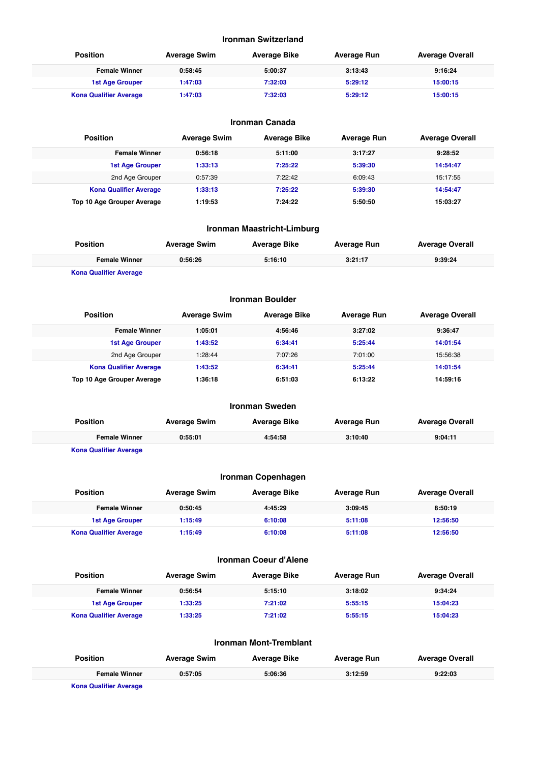### Ironman Switzerland

| Position | Average Swim | Average Bike | Average Run | Average Overall |
|---|---|---|---|---|
| Female Winner | 0:58:45 | 5:00:37 | 3:13:43 | 9:16:24 |
| 1st Age Grouper | 1:47:03 | 7:32:03 | 5:29:12 | 15:00:15 |
| Kona Qualifier Average | 1:47:03 | 7:32:03 | 5:29:12 | 15:00:15 |

### Ironman Canada

| Position | Average Swim | Average Bike | Average Run | Average Overall |
|---|---|---|---|---|
| Female Winner | 0:56:18 | 5:11:00 | 3:17:27 | 9:28:52 |
| 1st Age Grouper | 1:33:13 | 7:25:22 | 5:39:30 | 14:54:47 |
| 2nd Age Grouper | 0:57:39 | 7:22:42 | 6:09:43 | 15:17:55 |
| Kona Qualifier Average | 1:33:13 | 7:25:22 | 5:39:30 | 14:54:47 |
| Top 10 Age Grouper Average | 1:19:53 | 7:24:22 | 5:50:50 | 15:03:27 |

### Ironman Maastricht-Limburg

| Position | Average Swim | Average Bike | Average Run | Average Overall |
|---|---|---|---|---|
| Female Winner | 0:56:26 | 5:16:10 | 3:21:17 | 9:39:24 |
| Kona Qualifier Average | | | | |

### Ironman Boulder

| Position | Average Swim | Average Bike | Average Run | Average Overall |
|---|---|---|---|---|
| Female Winner | 1:05:01 | 4:56:46 | 3:27:02 | 9:36:47 |
| 1st Age Grouper | 1:43:52 | 6:34:41 | 5:25:44 | 14:01:54 |
| 2nd Age Grouper | 1:28:44 | 7:07:26 | 7:01:00 | 15:56:38 |
| Kona Qualifier Average | 1:43:52 | 6:34:41 | 5:25:44 | 14:01:54 |
| Top 10 Age Grouper Average | 1:36:18 | 6:51:03 | 6:13:22 | 14:59:16 |

### Ironman Sweden

| Position | Average Swim | Average Bike | Average Run | Average Overall |
|---|---|---|---|---|
| Female Winner | 0:55:01 | 4:54:58 | 3:10:40 | 9:04:11 |
| Kona Qualifier Average | | | | |

### Ironman Copenhagen

| Position | Average Swim | Average Bike | Average Run | Average Overall |
|---|---|---|---|---|
| Female Winner | 0:50:45 | 4:45:29 | 3:09:45 | 8:50:19 |
| 1st Age Grouper | 1:15:49 | 6:10:08 | 5:11:08 | 12:56:50 |
| Kona Qualifier Average | 1:15:49 | 6:10:08 | 5:11:08 | 12:56:50 |

### Ironman Coeur d'Alene

| Position | Average Swim | Average Bike | Average Run | Average Overall |
|---|---|---|---|---|
| Female Winner | 0:56:54 | 5:15:10 | 3:18:02 | 9:34:24 |
| 1st Age Grouper | 1:33:25 | 7:21:02 | 5:55:15 | 15:04:23 |
| Kona Qualifier Average | 1:33:25 | 7:21:02 | 5:55:15 | 15:04:23 |

### Ironman Mont-Tremblant

| Position | Average Swim | Average Bike | Average Run | Average Overall |
|---|---|---|---|---|
| Female Winner | 0:57:05 | 5:06:36 | 3:12:59 | 9:22:03 |
| Kona Qualifier Average | | | | |